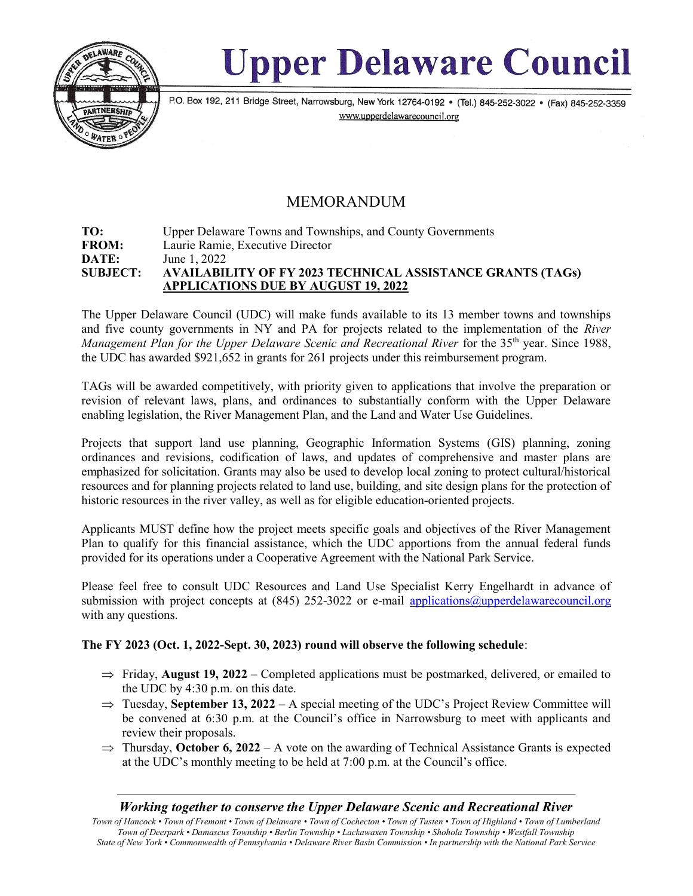# Upper Delaware Council

P.O. Box 192, 211 Bridge Street, Narrowsburg, New York 12764-0192 • (Tel.) 845-252-3022 • (Fax) 845-252-3359
www.upperdelawarecouncil.org

## MEMORANDUM

**TO:** Upper Delaware Towns and Townships, and County Governments
**FROM:** Laurie Ramie, Executive Director
**DATE:** June 1, 2022
**SUBJECT:** **AVAILABILITY OF FY 2023 TECHNICAL ASSISTANCE GRANTS (TAGs) APPLICATIONS DUE BY AUGUST 19, 2022**

The Upper Delaware Council (UDC) will make funds available to its 13 member towns and townships and five county governments in NY and PA for projects related to the implementation of the *River Management Plan for the Upper Delaware Scenic and Recreational River* for the 35th year. Since 1988, the UDC has awarded $921,652 in grants for 261 projects under this reimbursement program.

TAGs will be awarded competitively, with priority given to applications that involve the preparation or revision of relevant laws, plans, and ordinances to substantially conform with the Upper Delaware enabling legislation, the River Management Plan, and the Land and Water Use Guidelines.

Projects that support land use planning, Geographic Information Systems (GIS) planning, zoning ordinances and revisions, codification of laws, and updates of comprehensive and master plans are emphasized for solicitation. Grants may also be used to develop local zoning to protect cultural/historical resources and for planning projects related to land use, building, and site design plans for the protection of historic resources in the river valley, as well as for eligible education-oriented projects.

Applicants MUST define how the project meets specific goals and objectives of the River Management Plan to qualify for this financial assistance, which the UDC apportions from the annual federal funds provided for its operations under a Cooperative Agreement with the National Park Service.

Please feel free to consult UDC Resources and Land Use Specialist Kerry Engelhardt in advance of submission with project concepts at (845) 252-3022 or e-mail applications@upperdelawarecouncil.org with any questions.

**The FY 2023 (Oct. 1, 2022-Sept. 30, 2023) round will observe the following schedule**:

- ⇒ Friday, **August 19, 2022** – Completed applications must be postmarked, delivered, or emailed to the UDC by 4:30 p.m. on this date.
- ⇒ Tuesday, **September 13, 2022** – A special meeting of the UDC's Project Review Committee will be convened at 6:30 p.m. at the Council's office in Narrowsburg to meet with applicants and review their proposals.
- ⇒ Thursday, **October 6, 2022** – A vote on the awarding of Technical Assistance Grants is expected at the UDC's monthly meeting to be held at 7:00 p.m. at the Council's office.

***Working together to conserve the Upper Delaware Scenic and Recreational River***

*Town of Hancock • Town of Fremont • Town of Delaware • Town of Cochecton • Town of Tusten • Town of Highland • Town of Lumberland
Town of Deerpark • Damascus Township • Berlin Township • Lackawaxen Township • Shohola Township • Westfall Township
State of New York • Commonwealth of Pennsylvania • Delaware River Basin Commission • In partnership with the National Park Service*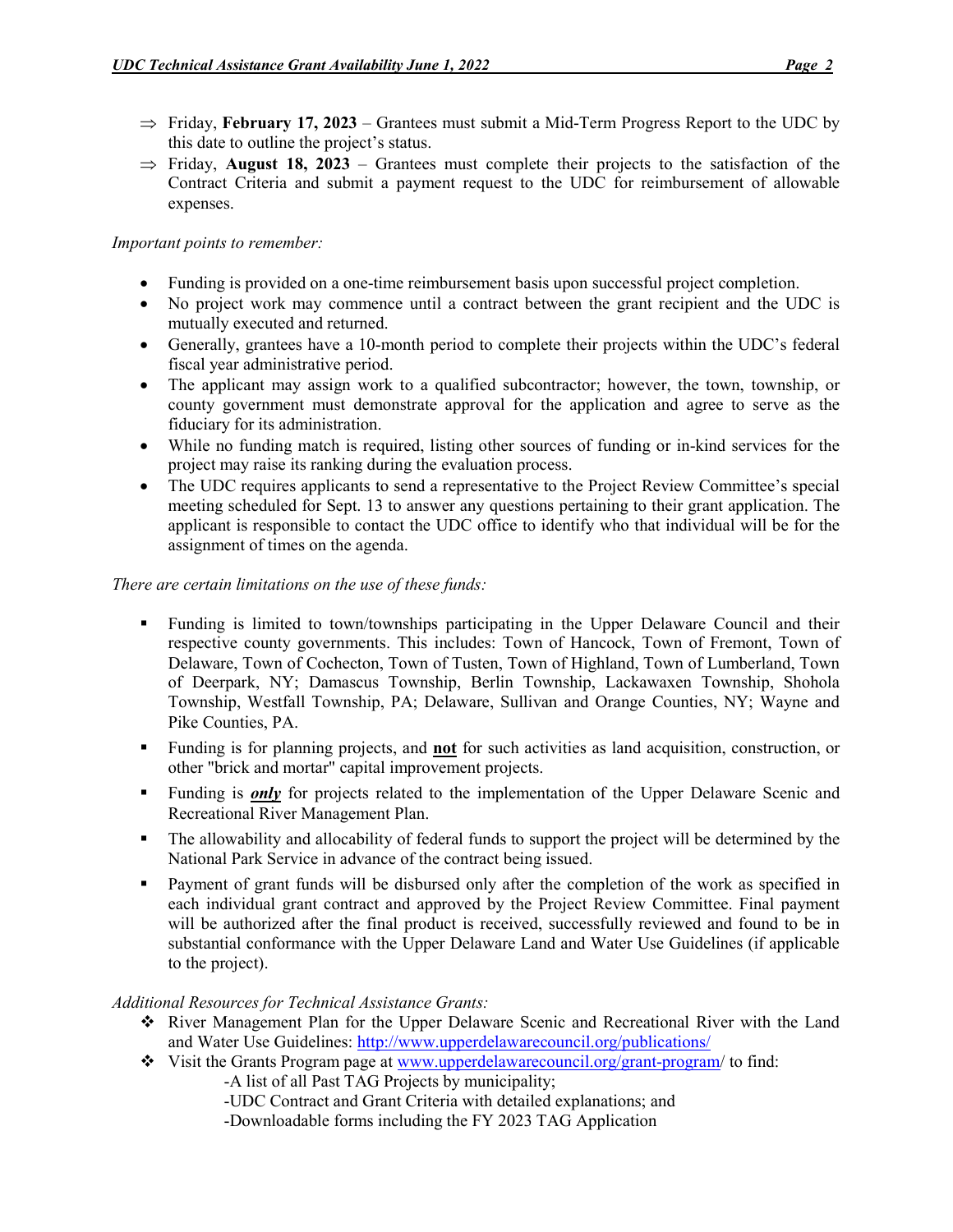- ⇒ Friday, **February 17, 2023** – Grantees must submit a Mid-Term Progress Report to the UDC by this date to outline the project's status.
- ⇒ Friday, **August 18, 2023** – Grantees must complete their projects to the satisfaction of the Contract Criteria and submit a payment request to the UDC for reimbursement of allowable expenses.

*Important points to remember:*

- Funding is provided on a one-time reimbursement basis upon successful project completion.
- No project work may commence until a contract between the grant recipient and the UDC is mutually executed and returned.
- Generally, grantees have a 10-month period to complete their projects within the UDC's federal fiscal year administrative period.
- The applicant may assign work to a qualified subcontractor; however, the town, township, or county government must demonstrate approval for the application and agree to serve as the fiduciary for its administration.
- While no funding match is required, listing other sources of funding or in-kind services for the project may raise its ranking during the evaluation process.
- The UDC requires applicants to send a representative to the Project Review Committee's special meeting scheduled for Sept. 13 to answer any questions pertaining to their grant application. The applicant is responsible to contact the UDC office to identify who that individual will be for the assignment of times on the agenda.

*There are certain limitations on the use of these funds:*

- Funding is limited to town/townships participating in the Upper Delaware Council and their respective county governments. This includes: Town of Hancock, Town of Fremont, Town of Delaware, Town of Cochecton, Town of Tusten, Town of Highland, Town of Lumberland, Town of Deerpark, NY; Damascus Township, Berlin Township, Lackawaxen Township, Shohola Township, Westfall Township, PA; Delaware, Sullivan and Orange Counties, NY; Wayne and Pike Counties, PA.
- Funding is for planning projects, and **not** for such activities as land acquisition, construction, or other "brick and mortar" capital improvement projects.
- Funding is ***only*** for projects related to the implementation of the Upper Delaware Scenic and Recreational River Management Plan.
- The allowability and allocability of federal funds to support the project will be determined by the National Park Service in advance of the contract being issued.
- Payment of grant funds will be disbursed only after the completion of the work as specified in each individual grant contract and approved by the Project Review Committee. Final payment will be authorized after the final product is received, successfully reviewed and found to be in substantial conformance with the Upper Delaware Land and Water Use Guidelines (if applicable to the project).

*Additional Resources for Technical Assistance Grants:*

- ❖ River Management Plan for the Upper Delaware Scenic and Recreational River with the Land and Water Use Guidelines: http://www.upperdelawarecouncil.org/publications/
- ❖ Visit the Grants Program page at www.upperdelawarecouncil.org/grant-program/ to find:
  - -A list of all Past TAG Projects by municipality;
  - -UDC Contract and Grant Criteria with detailed explanations; and
  - -Downloadable forms including the FY 2023 TAG Application